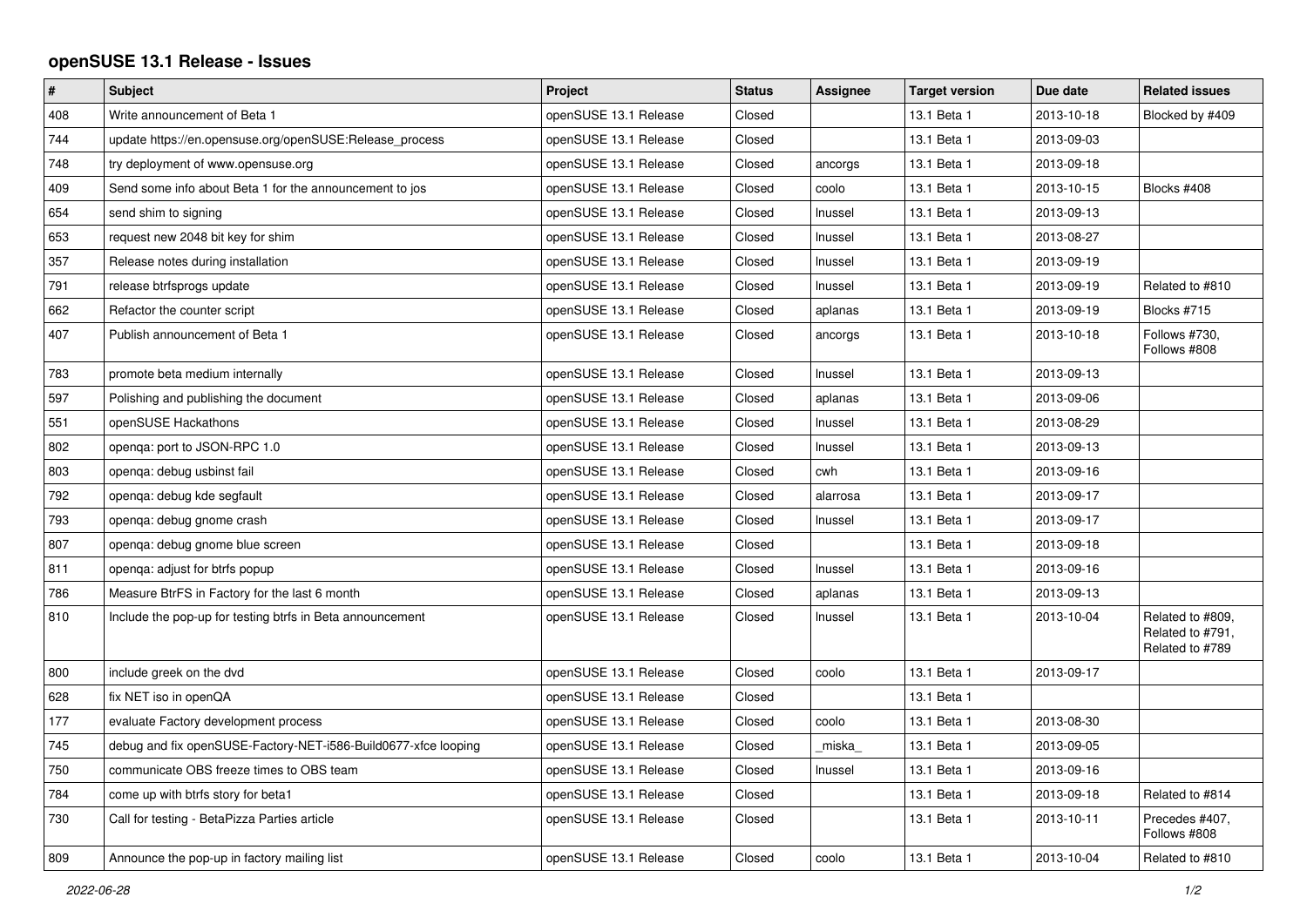# openSUSE 13.1 Release - Issues

| # | Subject | Project | Status | Assignee | Target version | Due date | Related issues |
|---|---|---|---|---|---|---|---|
| 408 | Write announcement of Beta 1 | openSUSE 13.1 Release | Closed | | 13.1 Beta 1 | 2013-10-18 | Blocked by #409 |
| 744 | update https://en.opensuse.org/openSUSE:Release_process | openSUSE 13.1 Release | Closed | | 13.1 Beta 1 | 2013-09-03 | |
| 748 | try deployment of www.opensuse.org | openSUSE 13.1 Release | Closed | ancorgs | 13.1 Beta 1 | 2013-09-18 | |
| 409 | Send some info about Beta 1 for the announcement to jos | openSUSE 13.1 Release | Closed | coolo | 13.1 Beta 1 | 2013-10-15 | Blocks #408 |
| 654 | send shim to signing | openSUSE 13.1 Release | Closed | lnussel | 13.1 Beta 1 | 2013-09-13 | |
| 653 | request new 2048 bit key for shim | openSUSE 13.1 Release | Closed | lnussel | 13.1 Beta 1 | 2013-08-27 | |
| 357 | Release notes during installation | openSUSE 13.1 Release | Closed | lnussel | 13.1 Beta 1 | 2013-09-19 | |
| 791 | release btrfsprogs update | openSUSE 13.1 Release | Closed | lnussel | 13.1 Beta 1 | 2013-09-19 | Related to #810 |
| 662 | Refactor the counter script | openSUSE 13.1 Release | Closed | aplanas | 13.1 Beta 1 | 2013-09-19 | Blocks #715 |
| 407 | Publish announcement of Beta 1 | openSUSE 13.1 Release | Closed | ancorgs | 13.1 Beta 1 | 2013-10-18 | Follows #730, Follows #808 |
| 783 | promote beta medium internally | openSUSE 13.1 Release | Closed | lnussel | 13.1 Beta 1 | 2013-09-13 | |
| 597 | Polishing and publishing the document | openSUSE 13.1 Release | Closed | aplanas | 13.1 Beta 1 | 2013-09-06 | |
| 551 | openSUSE Hackathons | openSUSE 13.1 Release | Closed | lnussel | 13.1 Beta 1 | 2013-08-29 | |
| 802 | openqa: port to JSON-RPC 1.0 | openSUSE 13.1 Release | Closed | lnussel | 13.1 Beta 1 | 2013-09-13 | |
| 803 | openqa: debug usbinst fail | openSUSE 13.1 Release | Closed | cwh | 13.1 Beta 1 | 2013-09-16 | |
| 792 | openqa: debug kde segfault | openSUSE 13.1 Release | Closed | alarrosa | 13.1 Beta 1 | 2013-09-17 | |
| 793 | openqa: debug gnome crash | openSUSE 13.1 Release | Closed | lnussel | 13.1 Beta 1 | 2013-09-17 | |
| 807 | openqa: debug gnome blue screen | openSUSE 13.1 Release | Closed | | 13.1 Beta 1 | 2013-09-18 | |
| 811 | openqa: adjust for btrfs popup | openSUSE 13.1 Release | Closed | lnussel | 13.1 Beta 1 | 2013-09-16 | |
| 786 | Measure BtrFS in Factory for the last 6 month | openSUSE 13.1 Release | Closed | aplanas | 13.1 Beta 1 | 2013-09-13 | |
| 810 | Include the pop-up for testing btrfs in Beta announcement | openSUSE 13.1 Release | Closed | lnussel | 13.1 Beta 1 | 2013-10-04 | Related to #809, Related to #791, Related to #789 |
| 800 | include greek on the dvd | openSUSE 13.1 Release | Closed | coolo | 13.1 Beta 1 | 2013-09-17 | |
| 628 | fix NET iso in openQA | openSUSE 13.1 Release | Closed | | 13.1 Beta 1 | | |
| 177 | evaluate Factory development process | openSUSE 13.1 Release | Closed | coolo | 13.1 Beta 1 | 2013-08-30 | |
| 745 | debug and fix openSUSE-Factory-NET-i586-Build0677-xfce looping | openSUSE 13.1 Release | Closed | _miska_ | 13.1 Beta 1 | 2013-09-05 | |
| 750 | communicate OBS freeze times to OBS team | openSUSE 13.1 Release | Closed | lnussel | 13.1 Beta 1 | 2013-09-16 | |
| 784 | come up with btrfs story for beta1 | openSUSE 13.1 Release | Closed | | 13.1 Beta 1 | 2013-09-18 | Related to #814 |
| 730 | Call for testing - BetaPizza Parties article | openSUSE 13.1 Release | Closed | | 13.1 Beta 1 | 2013-10-11 | Precedes #407, Follows #808 |
| 809 | Announce the pop-up in factory mailing list | openSUSE 13.1 Release | Closed | coolo | 13.1 Beta 1 | 2013-10-04 | Related to #810 |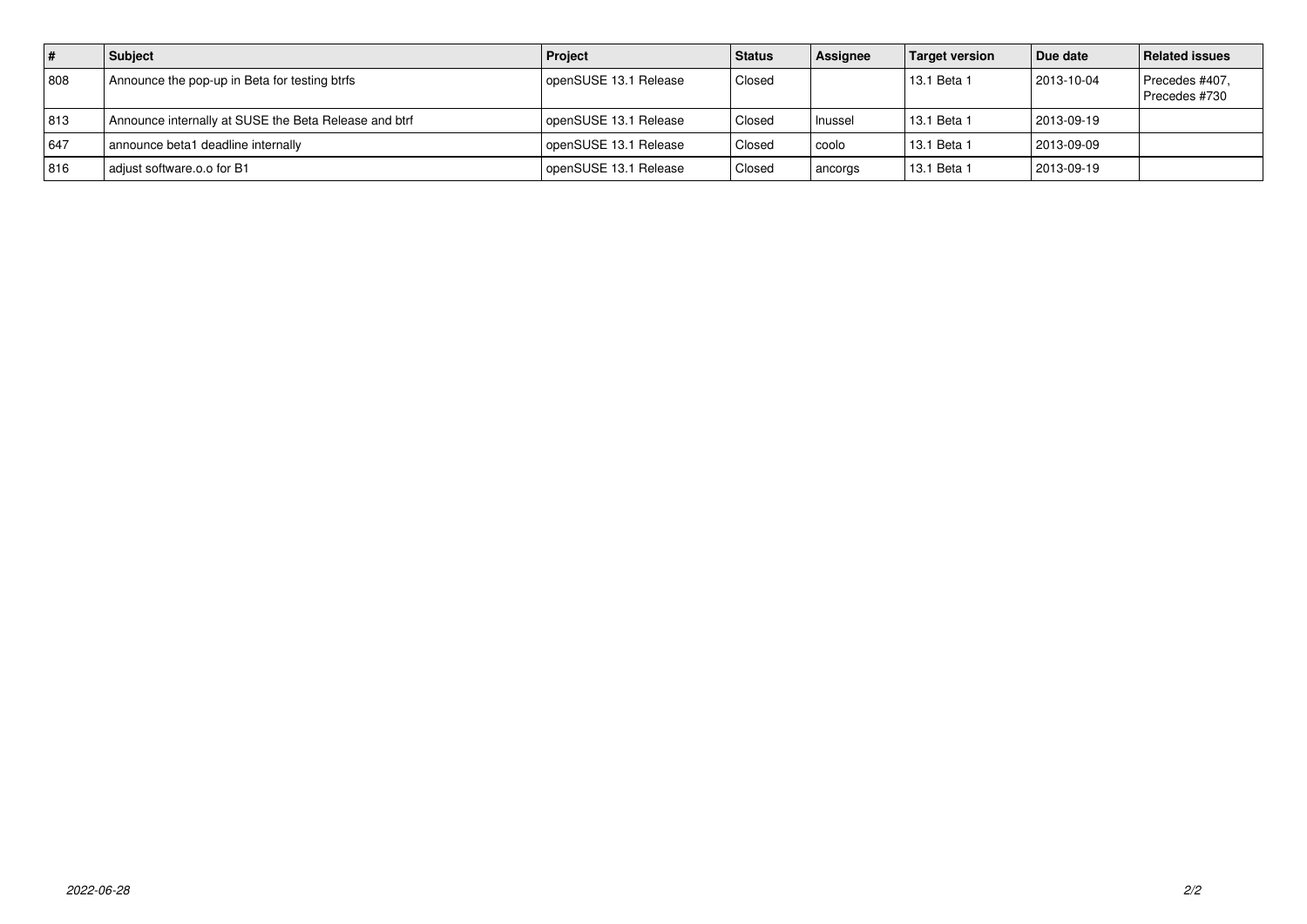| # | Subject | Project | Status | Assignee | Target version | Due date | Related issues |
|---|---|---|---|---|---|---|---|
| 808 | Announce the pop-up in Beta for testing btrfs | openSUSE 13.1 Release | Closed | | 13.1 Beta 1 | 2013-10-04 | Precedes #407, Precedes #730 |
| 813 | Announce internally at SUSE the Beta Release and btrf | openSUSE 13.1 Release | Closed | lnussel | 13.1 Beta 1 | 2013-09-19 | |
| 647 | announce beta1 deadline internally | openSUSE 13.1 Release | Closed | coolo | 13.1 Beta 1 | 2013-09-09 | |
| 816 | adjust software.o.o for B1 | openSUSE 13.1 Release | Closed | ancorgs | 13.1 Beta 1 | 2013-09-19 | |